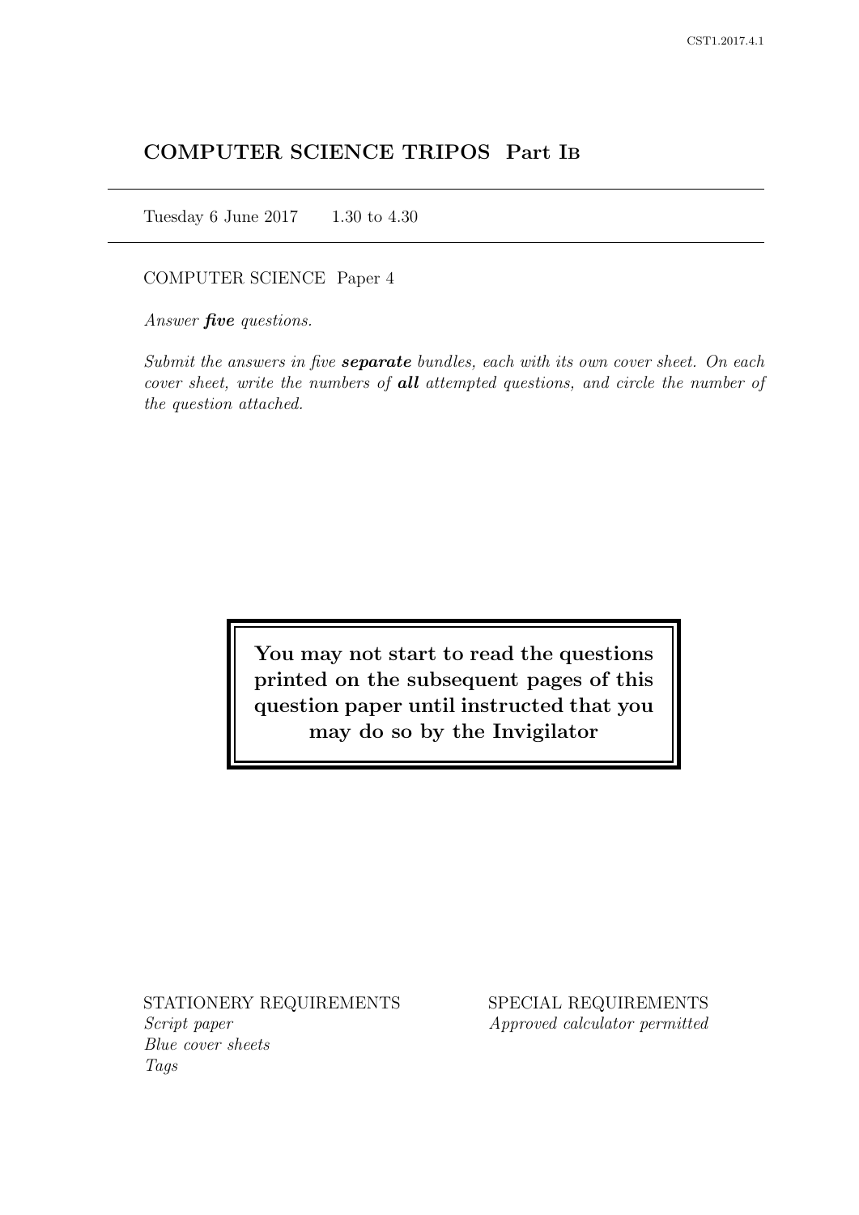# COMPUTER SCIENCE TRIPOS Part IB

Tuesday 6 June 2017 1.30 to 4.30

COMPUTER SCIENCE Paper 4

*Answer **five** questions.*

*Submit the answers in five **separate** bundles, each with its own cover sheet. On each cover sheet, write the numbers of **all** attempted questions, and circle the number of the question attached.*

**You may not start to read the questions printed on the subsequent pages of this question paper until instructed that you may do so by the Invigilator**

STATIONERY REQUIREMENTS

*Script paper*
*Blue cover sheets*
*Tags*

SPECIAL REQUIREMENTS

*Approved calculator permitted*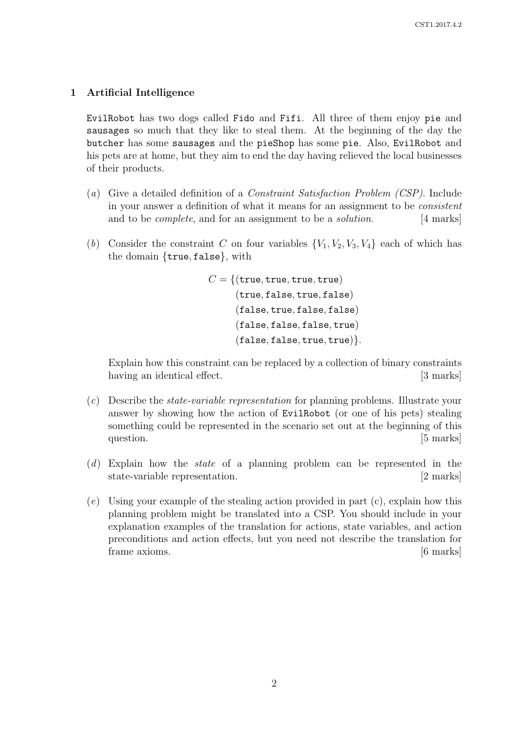## 1 Artificial Intelligence

`EvilRobot` has two dogs called `Fido` and `Fifi`. All three of them enjoy `pie` and `sausages` so much that they like to steal them. At the beginning of the day the `butcher` has some `sausages` and the `pieShop` has some `pie`. Also, `EvilRobot` and his pets are at home, but they aim to end the day having relieved the local businesses of their products.

(*a*) Give a detailed definition of a *Constraint Satisfaction Problem (CSP)*. Include in your answer a definition of what it means for an assignment to be *consistent* and to be *complete*, and for an assignment to be a *solution*. [4 marks]

(*b*) Consider the constraint $C$ on four variables $\{V_1, V_2, V_3, V_4\}$ each of which has the domain $\{\texttt{true}, \texttt{false}\}$, with

$$
\begin{aligned}
C = \{&(\texttt{true}, \texttt{true}, \texttt{true}, \texttt{true}) \\
&(\texttt{true}, \texttt{false}, \texttt{true}, \texttt{false}) \\
&(\texttt{false}, \texttt{true}, \texttt{false}, \texttt{false}) \\
&(\texttt{false}, \texttt{false}, \texttt{false}, \texttt{true}) \\
&(\texttt{false}, \texttt{false}, \texttt{true}, \texttt{true})\}.
\end{aligned}
$$

Explain how this constraint can be replaced by a collection of binary constraints having an identical effect. [3 marks]

(*c*) Describe the *state-variable representation* for planning problems. Illustrate your answer by showing how the action of `EvilRobot` (or one of his pets) stealing something could be represented in the scenario set out at the beginning of this question. [5 marks]

(*d*) Explain how the *state* of a planning problem can be represented in the state-variable representation. [2 marks]

(*e*) Using your example of the stealing action provided in part (c), explain how this planning problem might be translated into a CSP. You should include in your explanation examples of the translation for actions, state variables, and action preconditions and action effects, but you need not describe the translation for frame axioms. [6 marks]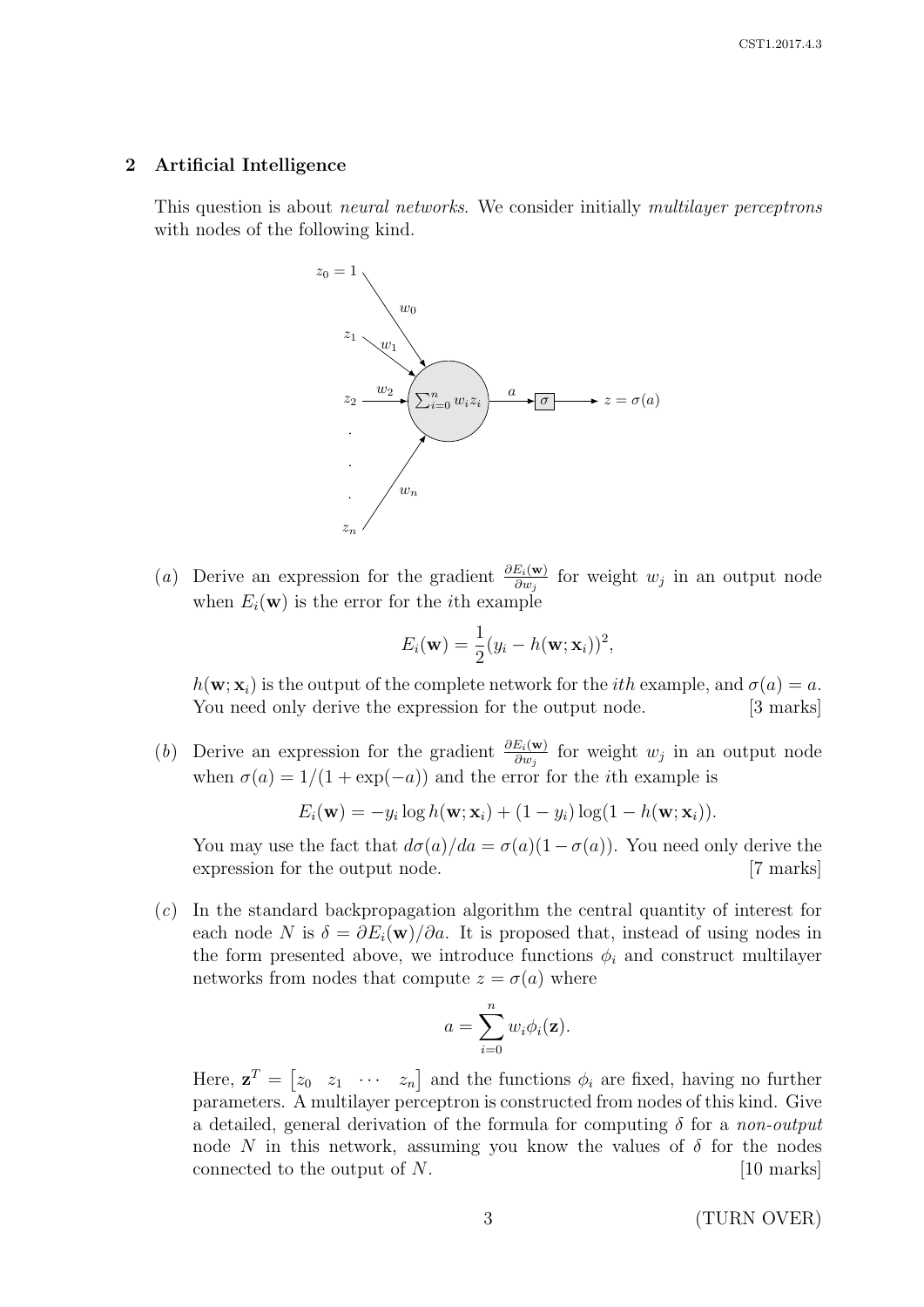## 2 Artificial Intelligence

This question is about *neural networks*. We consider initially *multilayer perceptrons* with nodes of the following kind.

(*a*) Derive an expression for the gradient $\frac{\partial E_i(\mathbf{w})}{\partial w_j}$ for weight $w_j$ in an output node when $E_i(\mathbf{w})$ is the error for the $i$th example

$$E_i(\mathbf{w}) = \frac{1}{2}(y_i - h(\mathbf{w}; \mathbf{x}_i))^2,$$

$h(\mathbf{w}; \mathbf{x}_i)$ is the output of the complete network for the *ith* example, and $\sigma(a) = a$. You need only derive the expression for the output node. [3 marks]

(*b*) Derive an expression for the gradient $\frac{\partial E_i(\mathbf{w})}{\partial w_j}$ for weight $w_j$ in an output node when $\sigma(a) = 1/(1 + \exp(-a))$ and the error for the $i$th example is

$$E_i(\mathbf{w}) = -y_i \log h(\mathbf{w}; \mathbf{x}_i) + (1 - y_i) \log(1 - h(\mathbf{w}; \mathbf{x}_i)).$$

You may use the fact that $d\sigma(a)/da = \sigma(a)(1 - \sigma(a))$. You need only derive the expression for the output node. [7 marks]

(*c*) In the standard backpropagation algorithm the central quantity of interest for each node $N$ is $\delta = \partial E_i(\mathbf{w})/\partial a$. It is proposed that, instead of using nodes in the form presented above, we introduce functions $\phi_i$ and construct multilayer networks from nodes that compute $z = \sigma(a)$ where

$$a = \sum_{i=0}^{n} w_i \phi_i(\mathbf{z}).$$

Here, $\mathbf{z}^T = \begin{bmatrix} z_0 & z_1 & \cdots & z_n \end{bmatrix}$ and the functions $\phi_i$ are fixed, having no further parameters. A multilayer perceptron is constructed from nodes of this kind. Give a detailed, general derivation of the formula for computing $\delta$ for a *non-output* node $N$ in this network, assuming you know the values of $\delta$ for the nodes connected to the output of $N$. [10 marks]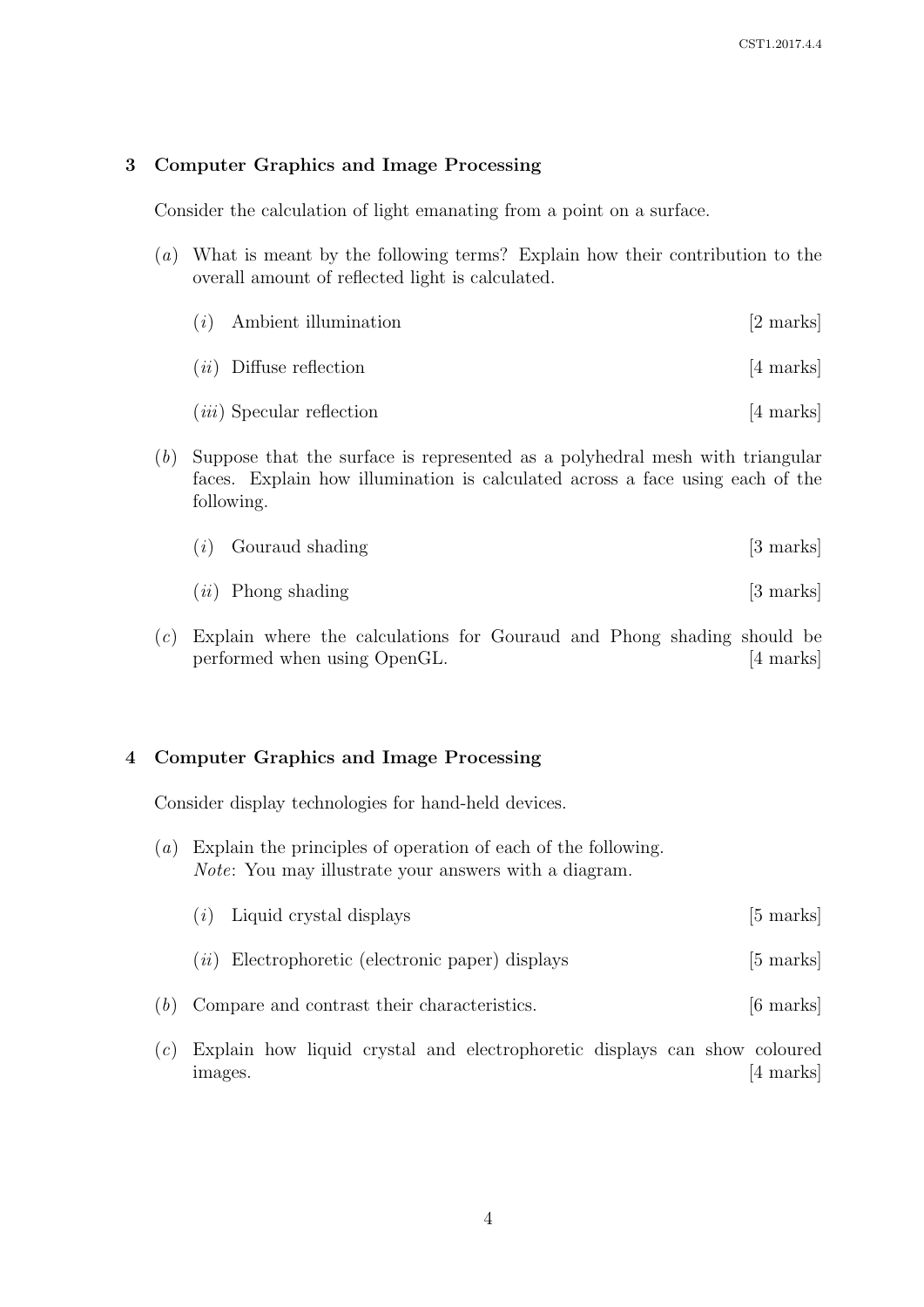## 3 Computer Graphics and Image Processing

Consider the calculation of light emanating from a point on a surface.

(*a*) What is meant by the following terms? Explain how their contribution to the overall amount of reflected light is calculated.

(*i*) Ambient illumination [2 marks]

(*ii*) Diffuse reflection [4 marks]

(*iii*) Specular reflection [4 marks]

(*b*) Suppose that the surface is represented as a polyhedral mesh with triangular faces. Explain how illumination is calculated across a face using each of the following.

(*i*) Gouraud shading [3 marks]

(*ii*) Phong shading [3 marks]

(*c*) Explain where the calculations for Gouraud and Phong shading should be performed when using OpenGL. [4 marks]

## 4 Computer Graphics and Image Processing

Consider display technologies for hand-held devices.

(*a*) Explain the principles of operation of each of the following.
*Note*: You may illustrate your answers with a diagram.

(*i*) Liquid crystal displays [5 marks]

(*ii*) Electrophoretic (electronic paper) displays [5 marks]

(*b*) Compare and contrast their characteristics. [6 marks]

(*c*) Explain how liquid crystal and electrophoretic displays can show coloured images. [4 marks]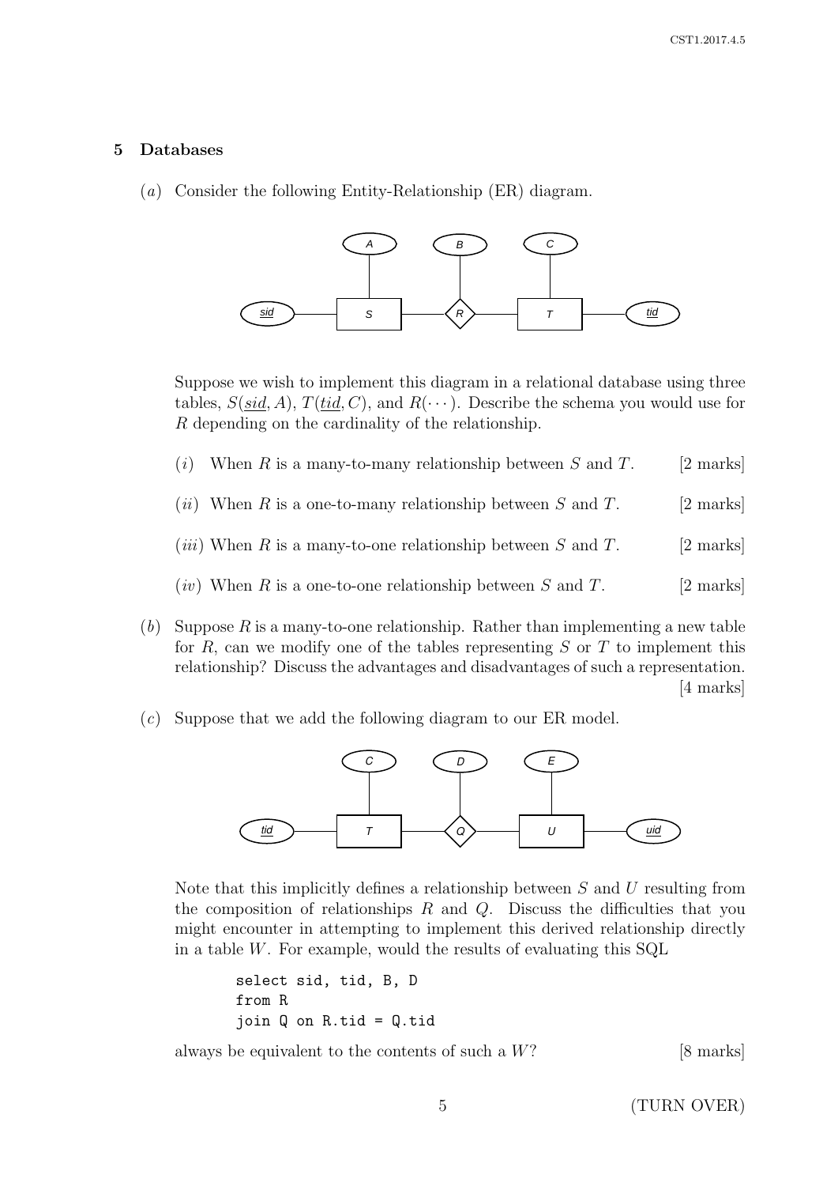## 5 Databases

(*a*) Consider the following Entity-Relationship (ER) diagram.

A
B
C
sid
S
R
T
tid

Suppose we wish to implement this diagram in a relational database using three tables, $S(\underline{sid}, A)$, $T(\underline{tid}, C)$, and $R(\cdots)$. Describe the schema you would use for $R$ depending on the cardinality of the relationship.

(*i*) When $R$ is a many-to-many relationship between $S$ and $T$. [2 marks]

(*ii*) When $R$ is a one-to-many relationship between $S$ and $T$. [2 marks]

(*iii*) When $R$ is a many-to-one relationship between $S$ and $T$. [2 marks]

(*iv*) When $R$ is a one-to-one relationship between $S$ and $T$. [2 marks]

(*b*) Suppose $R$ is a many-to-one relationship. Rather than implementing a new table for $R$, can we modify one of the tables representing $S$ or $T$ to implement this relationship? Discuss the advantages and disadvantages of such a representation. [4 marks]

(*c*) Suppose that we add the following diagram to our ER model.

C
D
E
tid
T
Q
U
uid

Note that this implicitly defines a relationship between $S$ and $U$ resulting from the composition of relationships $R$ and $Q$. Discuss the difficulties that you might encounter in attempting to implement this derived relationship directly in a table $W$. For example, would the results of evaluating this SQL

```
select sid, tid, B, D
from R
join Q on R.tid = Q.tid
```

always be equivalent to the contents of such a $W$? [8 marks]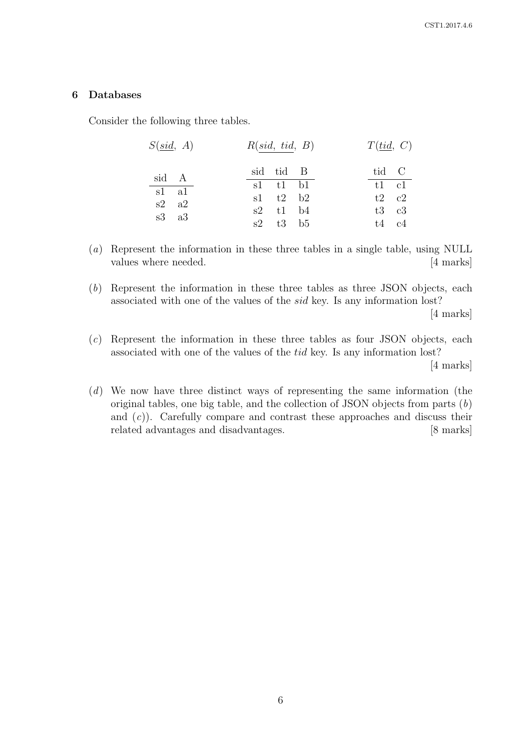## 6 Databases

Consider the following three tables.

$S(\underline{sid},\ A)$

| sid | A |
|---|---|
| s1 | a1 |
| s2 | a2 |
| s3 | a3 |

$R(\underline{sid,\ tid},\ B)$

| sid | tid | B |
|---|---|---|
| s1 | t1 | b1 |
| s1 | t2 | b2 |
| s2 | t1 | b4 |
| s2 | t3 | b5 |

$T(\underline{tid},\ C)$

| tid | C |
|---|---|
| t1 | c1 |
| t2 | c2 |
| t3 | c3 |
| t4 | c4 |

(*a*) Represent the information in these three tables in a single table, using NULL values where needed. [4 marks]

(*b*) Represent the information in these three tables as three JSON objects, each associated with one of the values of the *sid* key. Is any information lost? [4 marks]

(*c*) Represent the information in these three tables as four JSON objects, each associated with one of the values of the *tid* key. Is any information lost? [4 marks]

(*d*) We now have three distinct ways of representing the same information (the original tables, one big table, and the collection of JSON objects from parts (*b*) and (*c*)). Carefully compare and contrast these approaches and discuss their related advantages and disadvantages. [8 marks]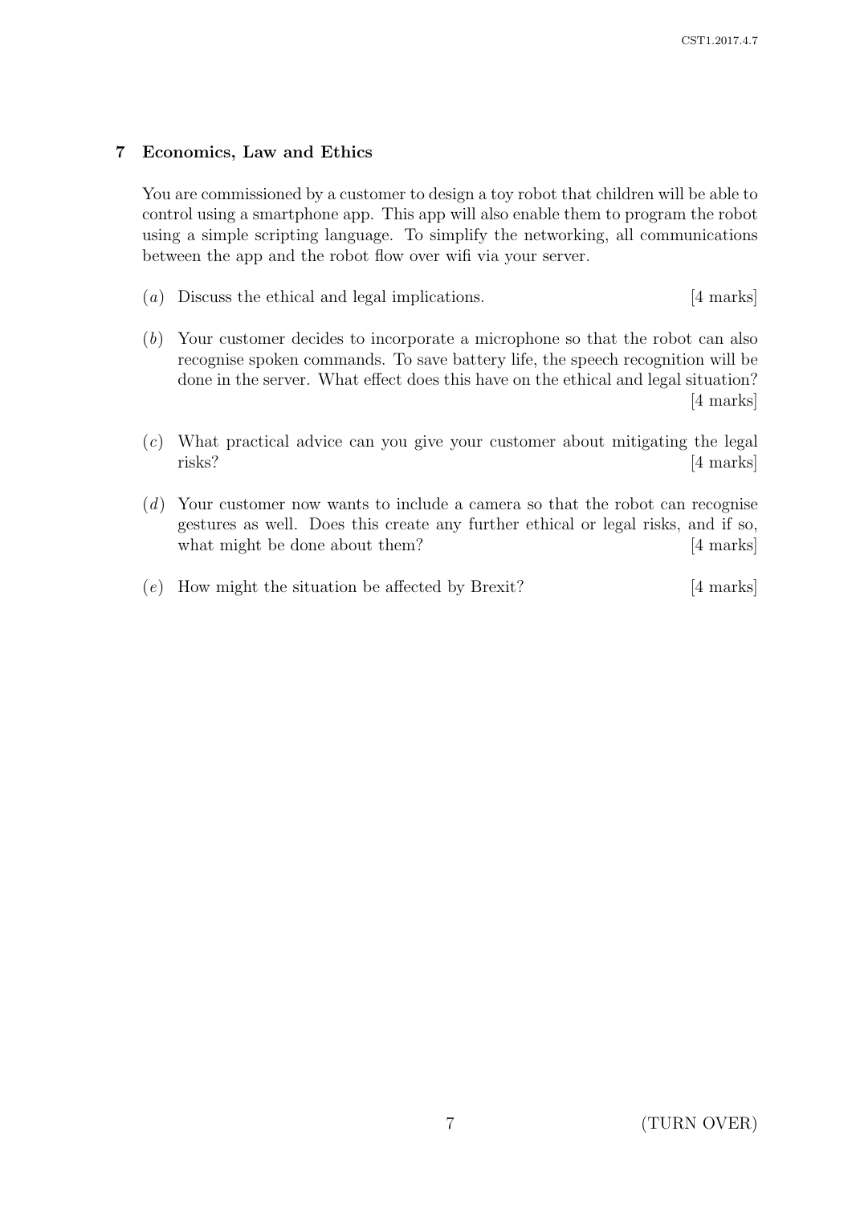## 7 Economics, Law and Ethics

You are commissioned by a customer to design a toy robot that children will be able to control using a smartphone app. This app will also enable them to program the robot using a simple scripting language. To simplify the networking, all communications between the app and the robot flow over wifi via your server.

(*a*) Discuss the ethical and legal implications. [4 marks]

(*b*) Your customer decides to incorporate a microphone so that the robot can also recognise spoken commands. To save battery life, the speech recognition will be done in the server. What effect does this have on the ethical and legal situation? [4 marks]

(*c*) What practical advice can you give your customer about mitigating the legal risks? [4 marks]

(*d*) Your customer now wants to include a camera so that the robot can recognise gestures as well. Does this create any further ethical or legal risks, and if so, what might be done about them? [4 marks]

(*e*) How might the situation be affected by Brexit? [4 marks]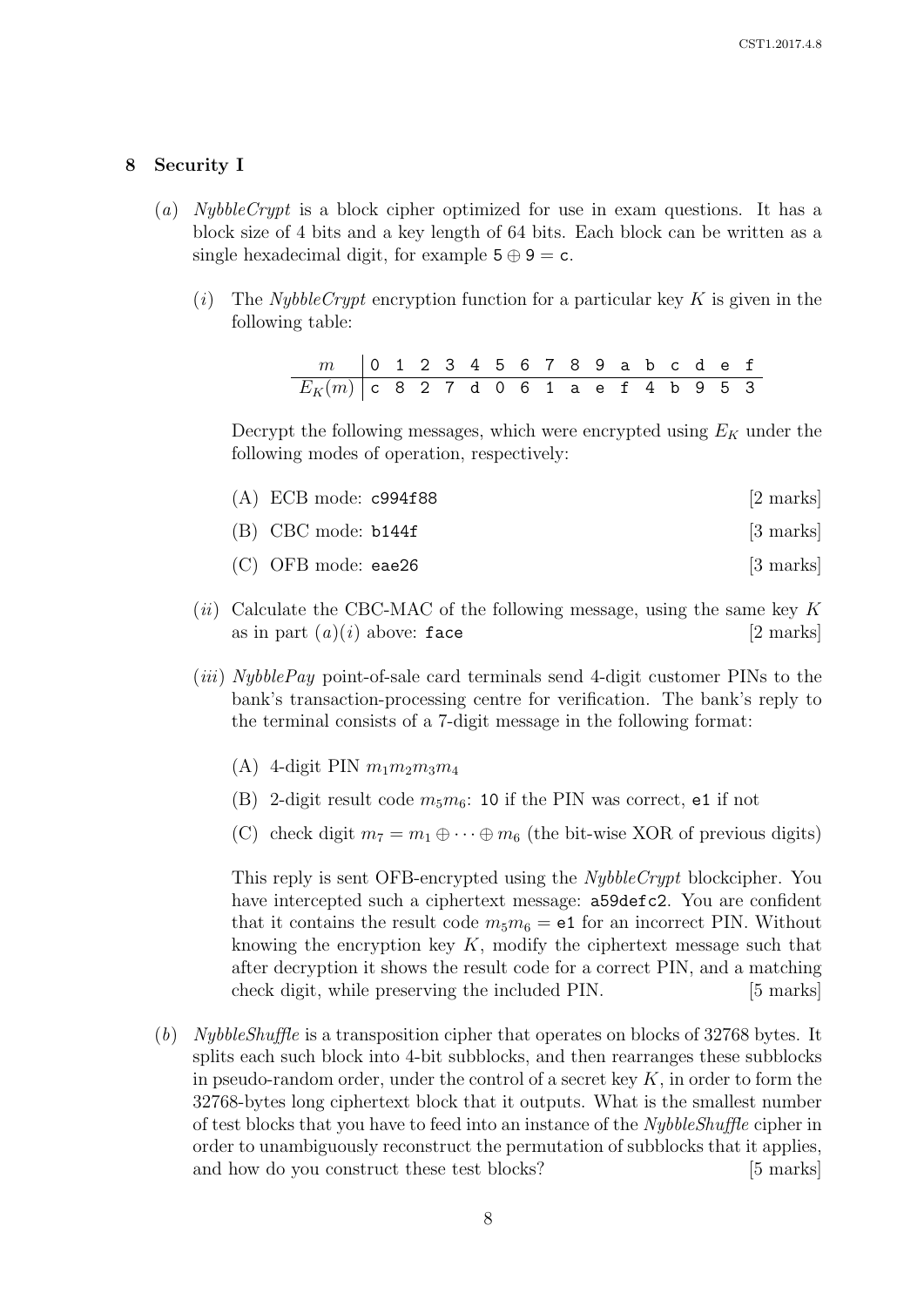## 8 Security I

(*a*) *NybbleCrypt* is a block cipher optimized for use in exam questions. It has a block size of 4 bits and a key length of 64 bits. Each block can be written as a single hexadecimal digit, for example $\texttt{5} \oplus \texttt{9} = \texttt{c}$.

(*i*) The *NybbleCrypt* encryption function for a particular key $K$ is given in the following table:

| $m$ | 0 | 1 | 2 | 3 | 4 | 5 | 6 | 7 | 8 | 9 | a | b | c | d | e | f |
|---|---|---|---|---|---|---|---|---|---|---|---|---|---|---|---|---|
| $E_K(m)$ | c | 8 | 2 | 7 | d | 0 | 6 | 1 | a | e | f | 4 | b | 9 | 5 | 3 |

Decrypt the following messages, which were encrypted using $E_K$ under the following modes of operation, respectively:

(A) ECB mode: `c994f88` [2 marks]

(B) CBC mode: `b144f` [3 marks]

(C) OFB mode: `eae26` [3 marks]

(*ii*) Calculate the CBC-MAC of the following message, using the same key $K$ as in part (*a*)(*i*) above: `face` [2 marks]

(*iii*) *NybblePay* point-of-sale card terminals send 4-digit customer PINs to the bank's transaction-processing centre for verification. The bank's reply to the terminal consists of a 7-digit message in the following format:

(A) 4-digit PIN $m_1m_2m_3m_4$

(B) 2-digit result code $m_5m_6$: `10` if the PIN was correct, `e1` if not

(C) check digit $m_7 = m_1 \oplus \cdots \oplus m_6$ (the bit-wise XOR of previous digits)

This reply is sent OFB-encrypted using the *NybbleCrypt* blockcipher. You have intercepted such a ciphertext message: `a59defc2`. You are confident that it contains the result code $m_5m_6 = \texttt{e1}$ for an incorrect PIN. Without knowing the encryption key $K$, modify the ciphertext message such that after decryption it shows the result code for a correct PIN, and a matching check digit, while preserving the included PIN. [5 marks]

(*b*) *NybbleShuffle* is a transposition cipher that operates on blocks of 32768 bytes. It splits each such block into 4-bit subblocks, and then rearranges these subblocks in pseudo-random order, under the control of a secret key $K$, in order to form the 32768-bytes long ciphertext block that it outputs. What is the smallest number of test blocks that you have to feed into an instance of the *NybbleShuffle* cipher in order to unambiguously reconstruct the permutation of subblocks that it applies, and how do you construct these test blocks? [5 marks]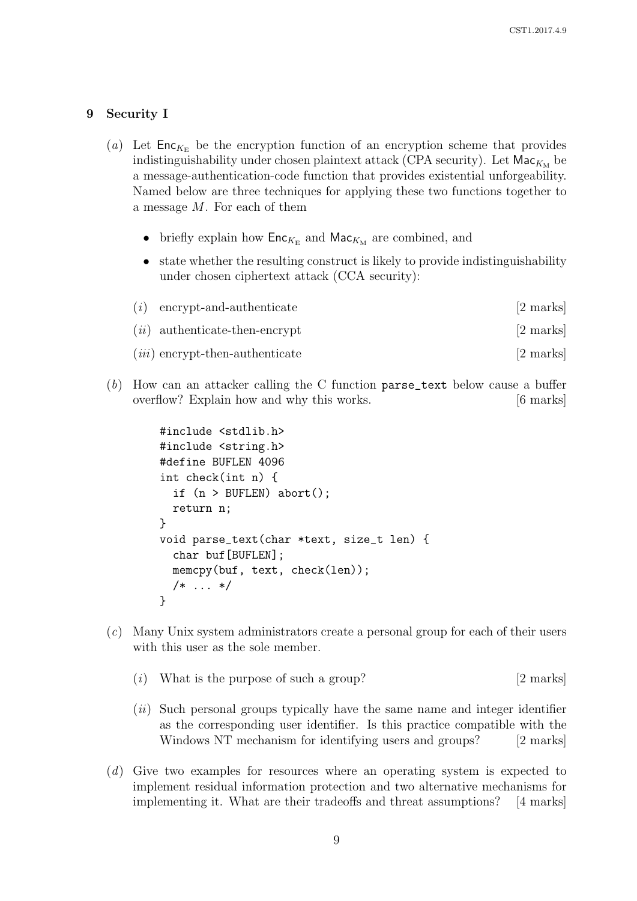## 9 Security I

(*a*) Let $\mathsf{Enc}_{K_\mathrm{E}}$ be the encryption function of an encryption scheme that provides indistinguishability under chosen plaintext attack (CPA security). Let $\mathsf{Mac}_{K_\mathrm{M}}$ be a message-authentication-code function that provides existential unforgeability. Named below are three techniques for applying these two functions together to a message $M$. For each of them

- briefly explain how $\mathsf{Enc}_{K_\mathrm{E}}$ and $\mathsf{Mac}_{K_\mathrm{M}}$ are combined, and
- state whether the resulting construct is likely to provide indistinguishability under chosen ciphertext attack (CCA security):

(*i*) encrypt-and-authenticate [2 marks]

(*ii*) authenticate-then-encrypt [2 marks]

(*iii*) encrypt-then-authenticate [2 marks]

(*b*) How can an attacker calling the C function `parse_text` below cause a buffer overflow? Explain how and why this works. [6 marks]

```
#include <stdlib.h>
#include <string.h>
#define BUFLEN 4096
int check(int n) {
  if (n > BUFLEN) abort();
  return n;
}
void parse_text(char *text, size_t len) {
  char buf[BUFLEN];
  memcpy(buf, text, check(len));
  /* ... */
}
```

(*c*) Many Unix system administrators create a personal group for each of their users with this user as the sole member.

(*i*) What is the purpose of such a group? [2 marks]

(*ii*) Such personal groups typically have the same name and integer identifier as the corresponding user identifier. Is this practice compatible with the Windows NT mechanism for identifying users and groups? [2 marks]

(*d*) Give two examples for resources where an operating system is expected to implement residual information protection and two alternative mechanisms for implementing it. What are their tradeoffs and threat assumptions? [4 marks]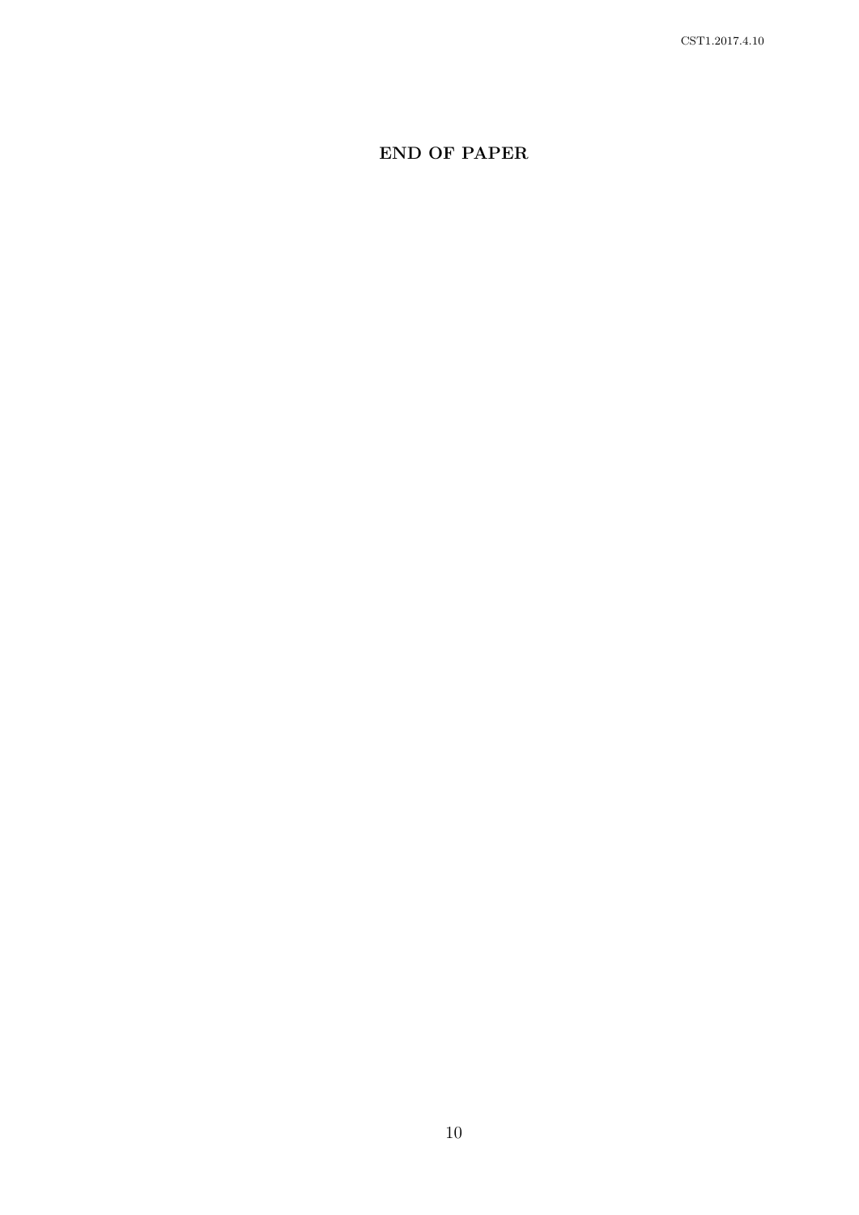**END OF PAPER**